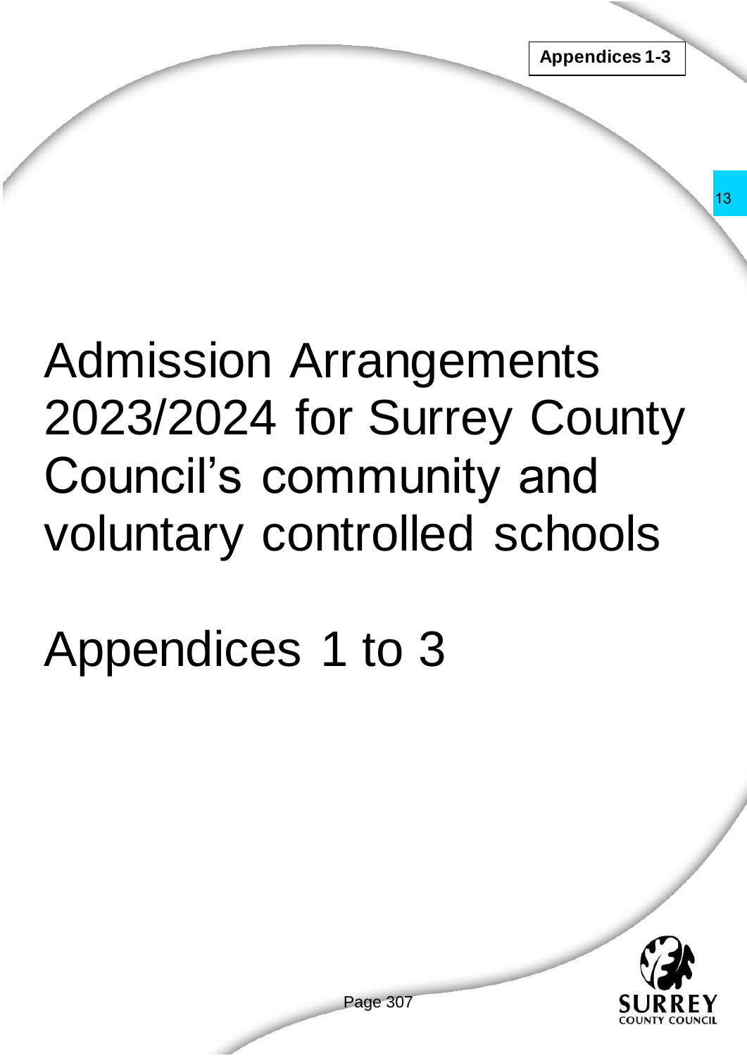**Appendices 1-3**

# Admission Arrangements 2023/2024 for Surrey County Council's community and voluntary controlled schools

# Appendices 1 to 3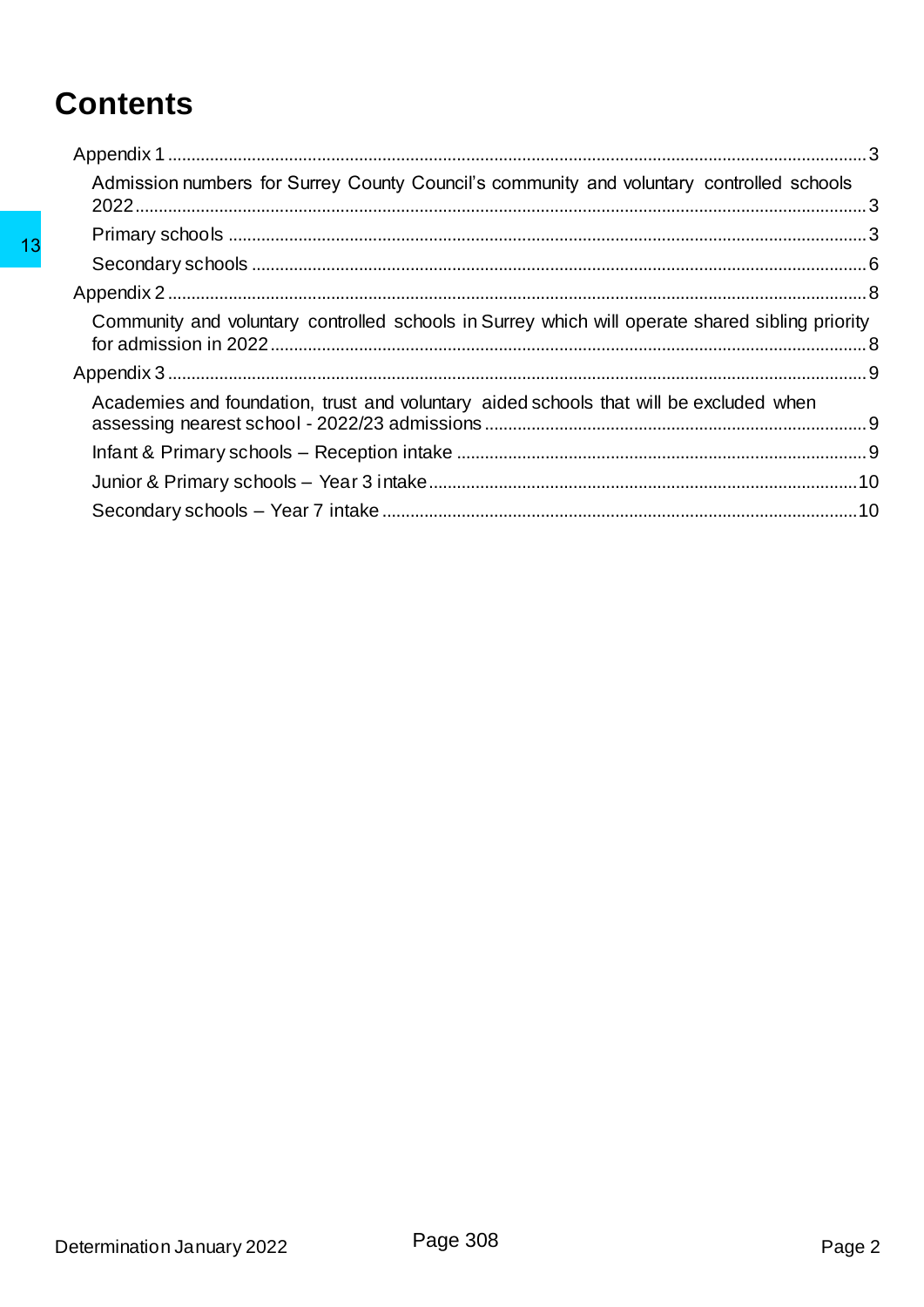# Contents

- Appendix 1 ........ 3
  - Admission numbers for Surrey County Council's community and voluntary controlled schools 2022 ........ 3
  - Primary schools ........ 3
  - Secondary schools ........ 6
- Appendix 2 ........ 8
  - Community and voluntary controlled schools in Surrey which will operate shared sibling priority for admission in 2022 ........ 8
- Appendix 3 ........ 9
  - Academies and foundation, trust and voluntary aided schools that will be excluded when assessing nearest school - 2022/23 admissions ........ 9
  - Infant & Primary schools – Reception intake ........ 9
  - Junior & Primary schools – Year 3 intake ........ 10
  - Secondary schools – Year 7 intake ........ 10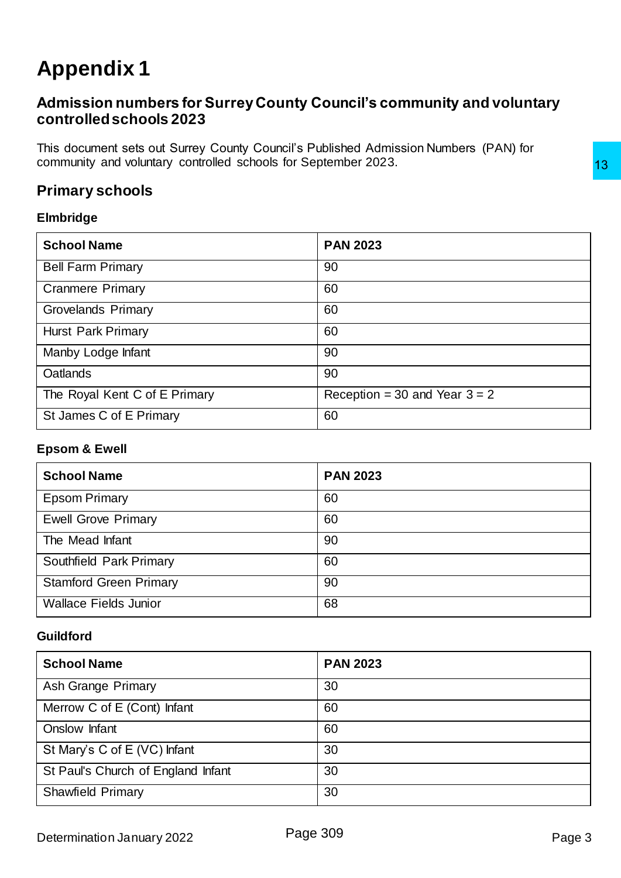# Appendix 1

## Admission numbers for Surrey County Council's community and voluntary controlled schools 2023

This document sets out Surrey County Council's Published Admission Numbers (PAN) for community and voluntary controlled schools for September 2023.

## Primary schools

### Elmbridge

| School Name | PAN 2023 |
|---|---|
| Bell Farm Primary | 90 |
| Cranmere Primary | 60 |
| Grovelands Primary | 60 |
| Hurst Park Primary | 60 |
| Manby Lodge Infant | 90 |
| Oatlands | 90 |
| The Royal Kent C of E Primary | Reception = 30 and Year 3 = 2 |
| St James C of E Primary | 60 |

### Epsom & Ewell

| School Name | PAN 2023 |
|---|---|
| Epsom Primary | 60 |
| Ewell Grove Primary | 60 |
| The Mead Infant | 90 |
| Southfield Park Primary | 60 |
| Stamford Green Primary | 90 |
| Wallace Fields Junior | 68 |

### Guildford

| School Name | PAN 2023 |
|---|---|
| Ash Grange Primary | 30 |
| Merrow C of E (Cont) Infant | 60 |
| Onslow Infant | 60 |
| St Mary's C of E (VC) Infant | 30 |
| St Paul's Church of England Infant | 30 |
| Shawfield Primary | 30 |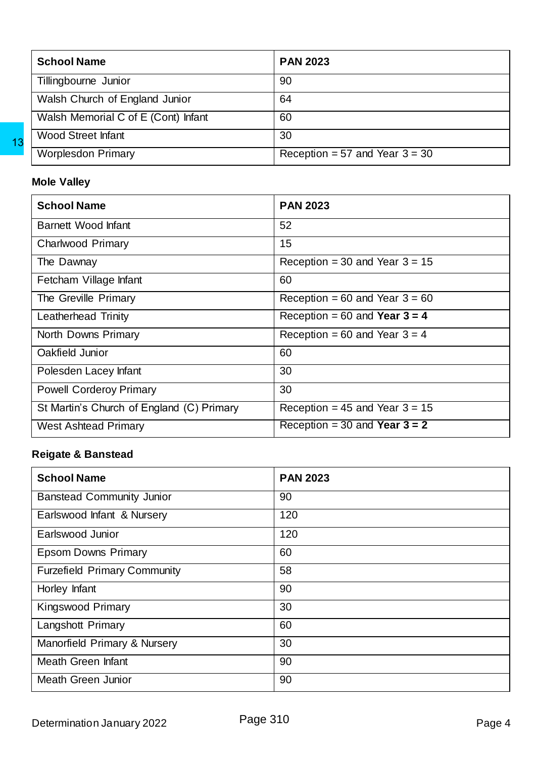| School Name | PAN 2023 |
|---|---|
| Tillingbourne Junior | 90 |
| Walsh Church of England Junior | 64 |
| Walsh Memorial C of E (Cont) Infant | 60 |
| Wood Street Infant | 30 |
| Worplesdon Primary | Reception = 57 and Year 3 = 30 |

**Mole Valley**

| School Name | PAN 2023 |
|---|---|
| Barnett Wood Infant | 52 |
| Charlwood Primary | 15 |
| The Dawnay | Reception = 30 and Year 3 = 15 |
| Fetcham Village Infant | 60 |
| The Greville Primary | Reception = 60 and Year 3 = 60 |
| Leatherhead Trinity | Reception = 60 and **Year 3 = 4** |
| North Downs Primary | Reception = 60 and Year 3 = 4 |
| Oakfield Junior | 60 |
| Polesden Lacey Infant | 30 |
| Powell Corderoy Primary | 30 |
| St Martin's Church of England (C) Primary | Reception = 45 and Year 3 = 15 |
| West Ashtead Primary | Reception = 30 and **Year 3 = 2** |

**Reigate & Banstead**

| School Name | PAN 2023 |
|---|---|
| Banstead Community Junior | 90 |
| Earlswood Infant & Nursery | 120 |
| Earlswood Junior | 120 |
| Epsom Downs Primary | 60 |
| Furzefield Primary Community | 58 |
| Horley Infant | 90 |
| Kingswood Primary | 30 |
| Langshott Primary | 60 |
| Manorfield Primary & Nursery | 30 |
| Meath Green Infant | 90 |
| Meath Green Junior | 90 |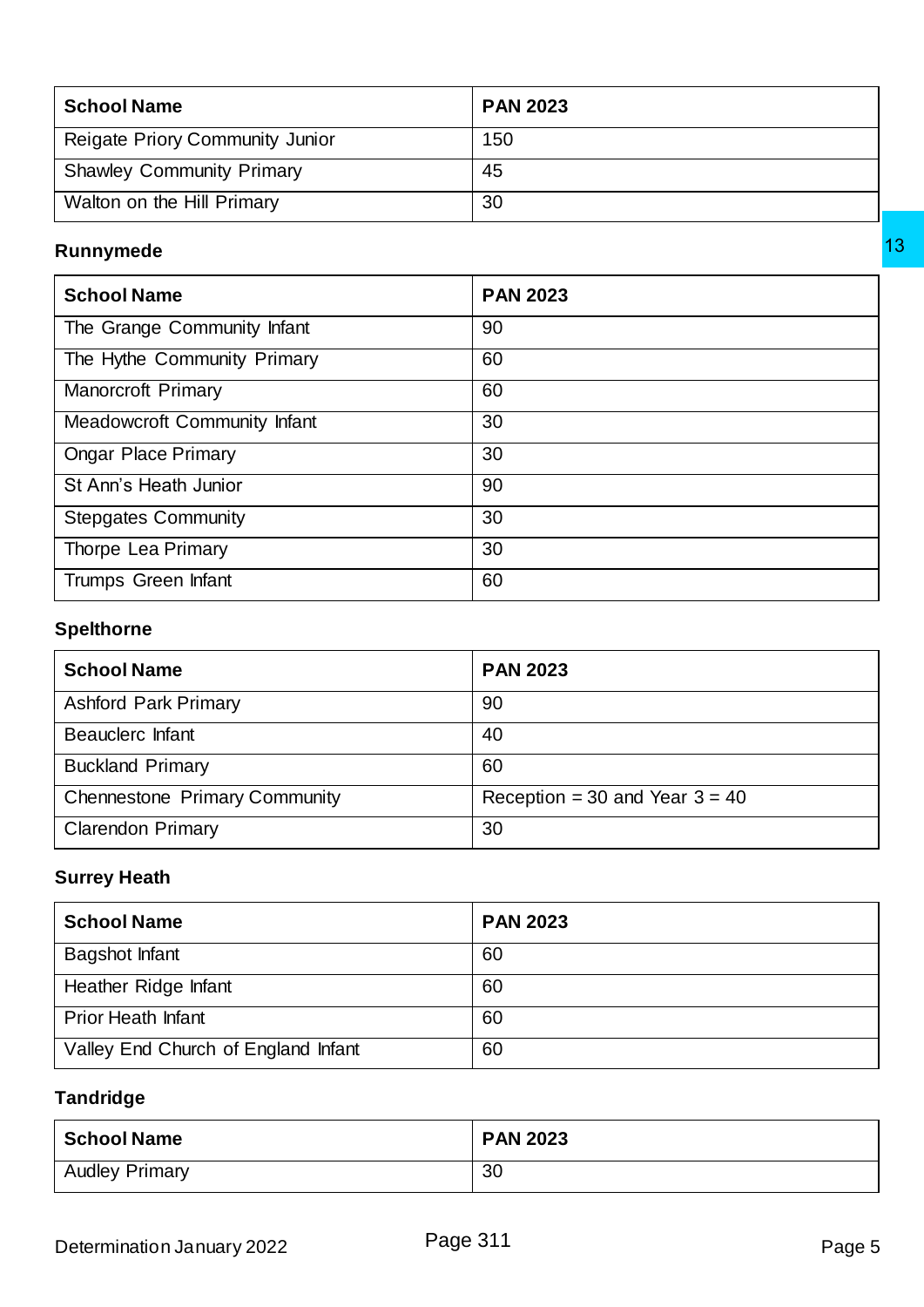| School Name | PAN 2023 |
|---|---|
| Reigate Priory Community Junior | 150 |
| Shawley Community Primary | 45 |
| Walton on the Hill Primary | 30 |

### Runnymede

| School Name | PAN 2023 |
|---|---|
| The Grange Community Infant | 90 |
| The Hythe Community Primary | 60 |
| Manorcroft Primary | 60 |
| Meadowcroft Community Infant | 30 |
| Ongar Place Primary | 30 |
| St Ann's Heath Junior | 90 |
| Stepgates Community | 30 |
| Thorpe Lea Primary | 30 |
| Trumps Green Infant | 60 |

### Spelthorne

| School Name | PAN 2023 |
|---|---|
| Ashford Park Primary | 90 |
| Beauclerc Infant | 40 |
| Buckland Primary | 60 |
| Chennestone Primary Community | Reception = 30 and Year 3 = 40 |
| Clarendon Primary | 30 |

### Surrey Heath

| School Name | PAN 2023 |
|---|---|
| Bagshot Infant | 60 |
| Heather Ridge Infant | 60 |
| Prior Heath Infant | 60 |
| Valley End Church of England Infant | 60 |

### Tandridge

| School Name | PAN 2023 |
|---|---|
| Audley Primary | 30 |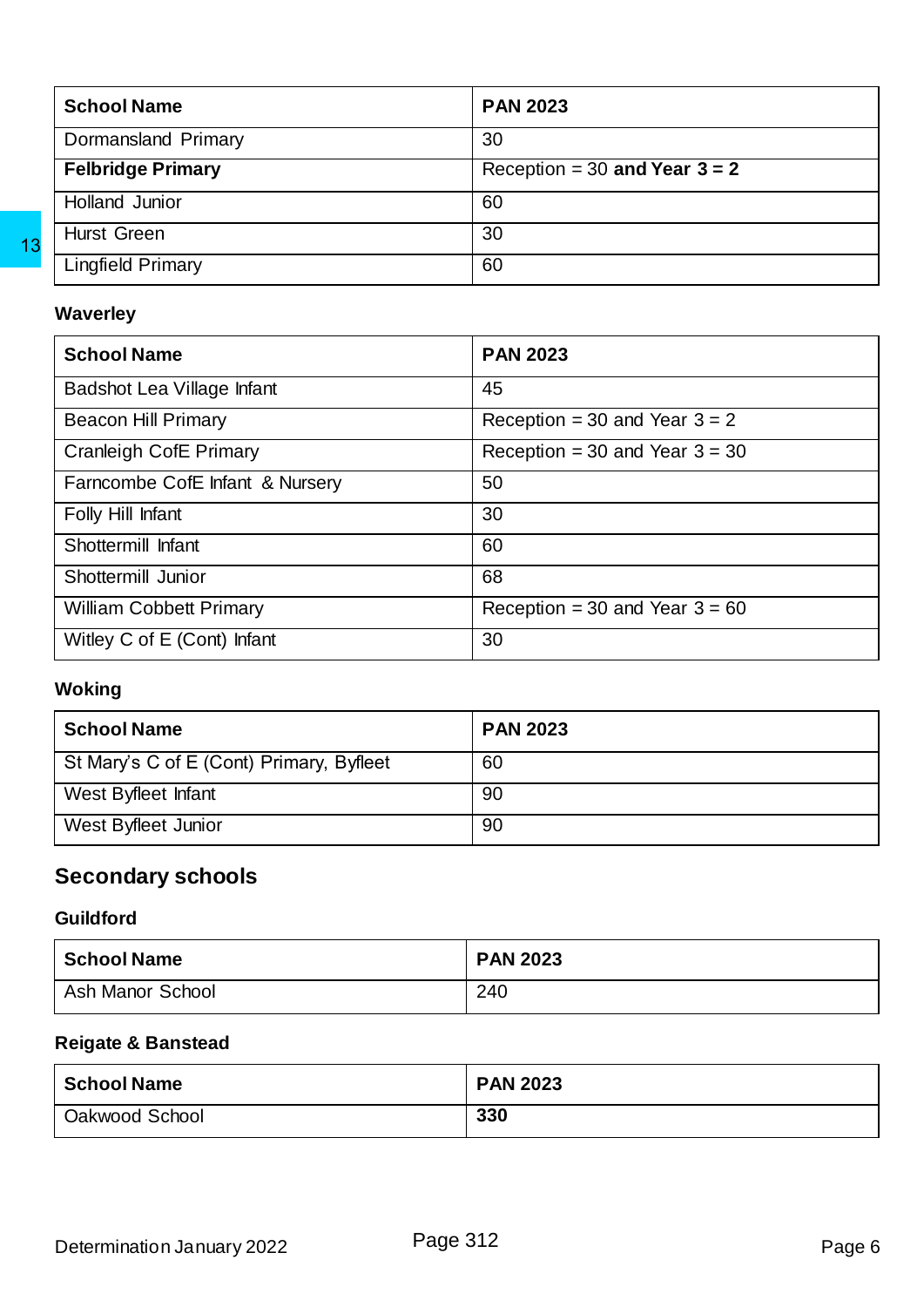| School Name | PAN 2023 |
| --- | --- |
| Dormansland Primary | 30 |
| **Felbridge Primary** | Reception = 30 **and Year 3 = 2** |
| Holland Junior | 60 |
| Hurst Green | 30 |
| Lingfield Primary | 60 |

### Waverley

| School Name | PAN 2023 |
| --- | --- |
| Badshot Lea Village Infant | 45 |
| Beacon Hill Primary | Reception = 30 and Year 3 = 2 |
| Cranleigh CofE Primary | Reception = 30 and Year 3 = 30 |
| Farncombe CofE Infant & Nursery | 50 |
| Folly Hill Infant | 30 |
| Shottermill Infant | 60 |
| Shottermill Junior | 68 |
| William Cobbett Primary | Reception = 30 and Year 3 = 60 |
| Witley C of E (Cont) Infant | 30 |

### Woking

| School Name | PAN 2023 |
| --- | --- |
| St Mary's C of E (Cont) Primary, Byfleet | 60 |
| West Byfleet Infant | 90 |
| West Byfleet Junior | 90 |

## Secondary schools

### Guildford

| School Name | PAN 2023 |
| --- | --- |
| Ash Manor School | 240 |

### Reigate & Banstead

| School Name | PAN 2023 |
| --- | --- |
| Oakwood School | **330** |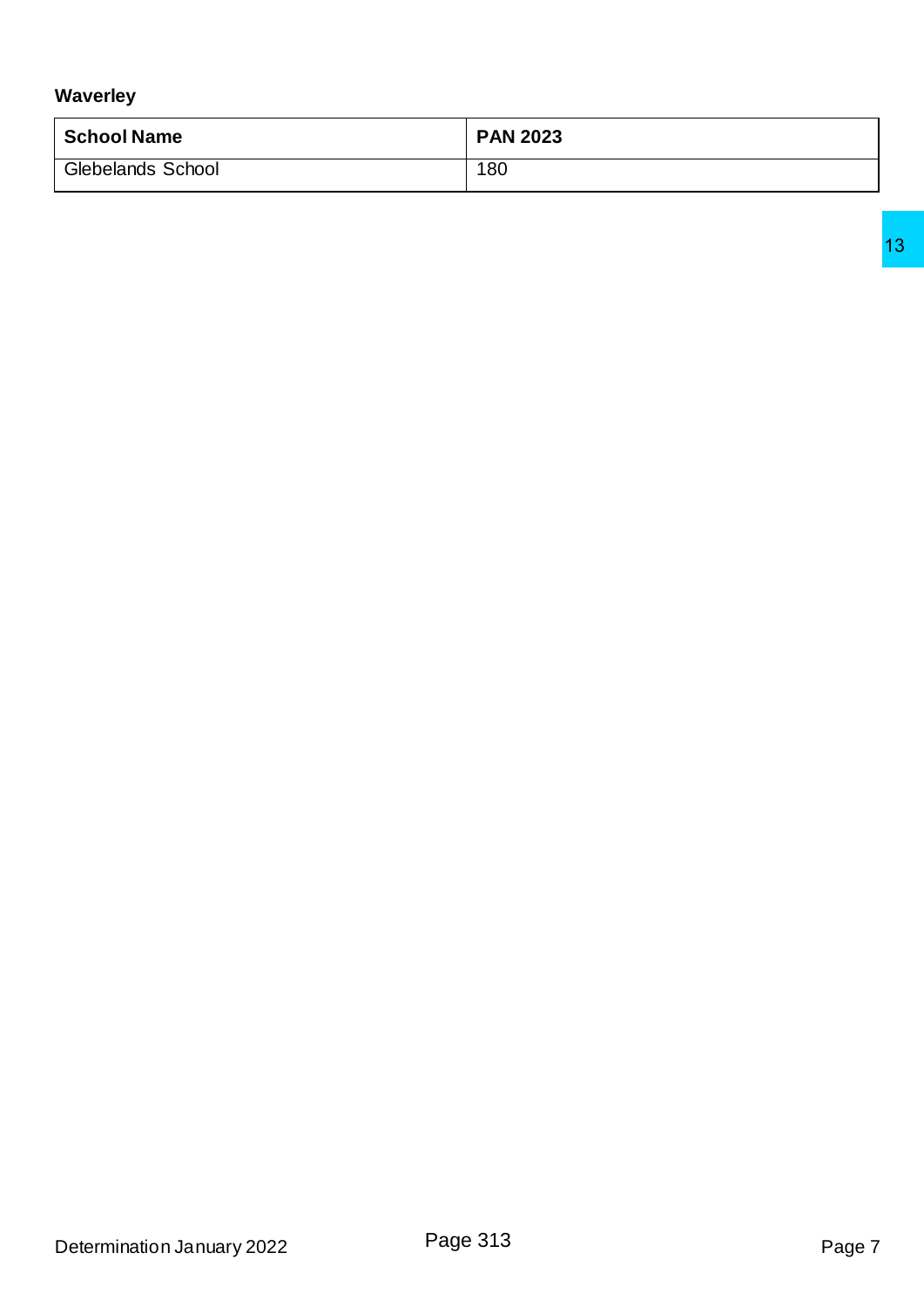**Waverley**

| School Name | PAN 2023 |
|---|---|
| Glebelands School | 180 |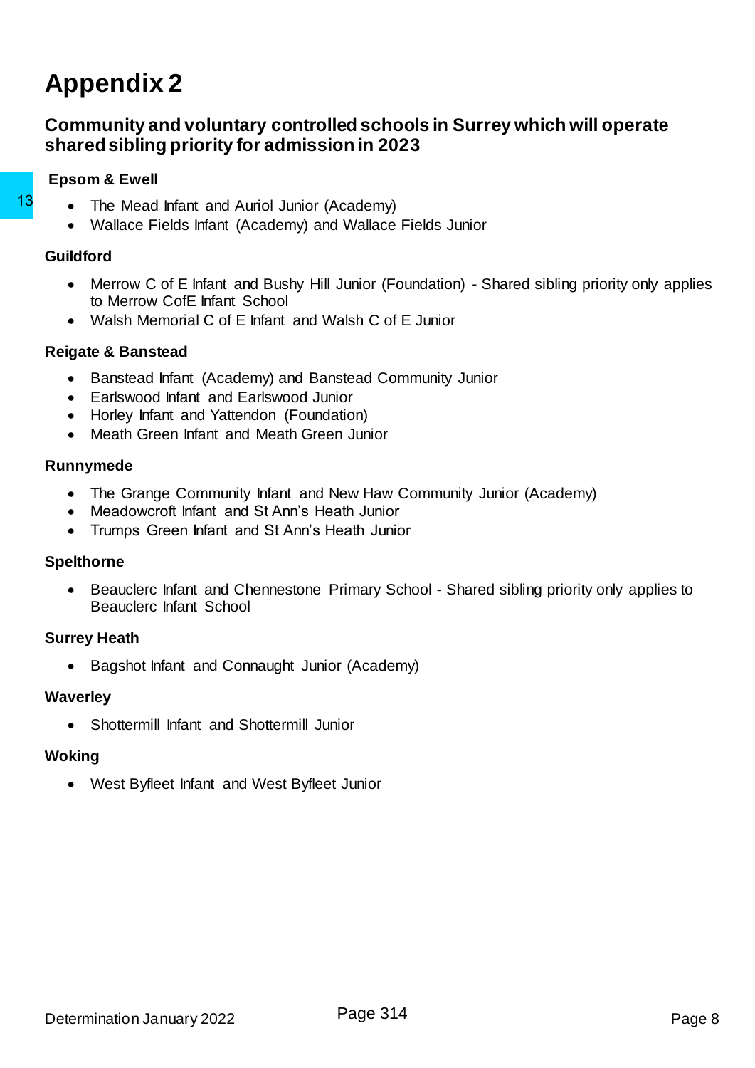# Appendix 2

## Community and voluntary controlled schools in Surrey which will operate shared sibling priority for admission in 2023

### Epsom & Ewell

- The Mead Infant and Auriol Junior (Academy)
- Wallace Fields Infant (Academy) and Wallace Fields Junior

### Guildford

- Merrow C of E Infant and Bushy Hill Junior (Foundation) - Shared sibling priority only applies to Merrow CofE Infant School
- Walsh Memorial C of E Infant and Walsh C of E Junior

### Reigate & Banstead

- Banstead Infant (Academy) and Banstead Community Junior
- Earlswood Infant and Earlswood Junior
- Horley Infant and Yattendon (Foundation)
- Meath Green Infant and Meath Green Junior

### Runnymede

- The Grange Community Infant and New Haw Community Junior (Academy)
- Meadowcroft Infant and St Ann's Heath Junior
- Trumps Green Infant and St Ann's Heath Junior

### Spelthorne

- Beauclerc Infant and Chennestone Primary School - Shared sibling priority only applies to Beauclerc Infant School

### Surrey Heath

- Bagshot Infant and Connaught Junior (Academy)

### Waverley

- Shottermill Infant and Shottermill Junior

### Woking

- West Byfleet Infant and West Byfleet Junior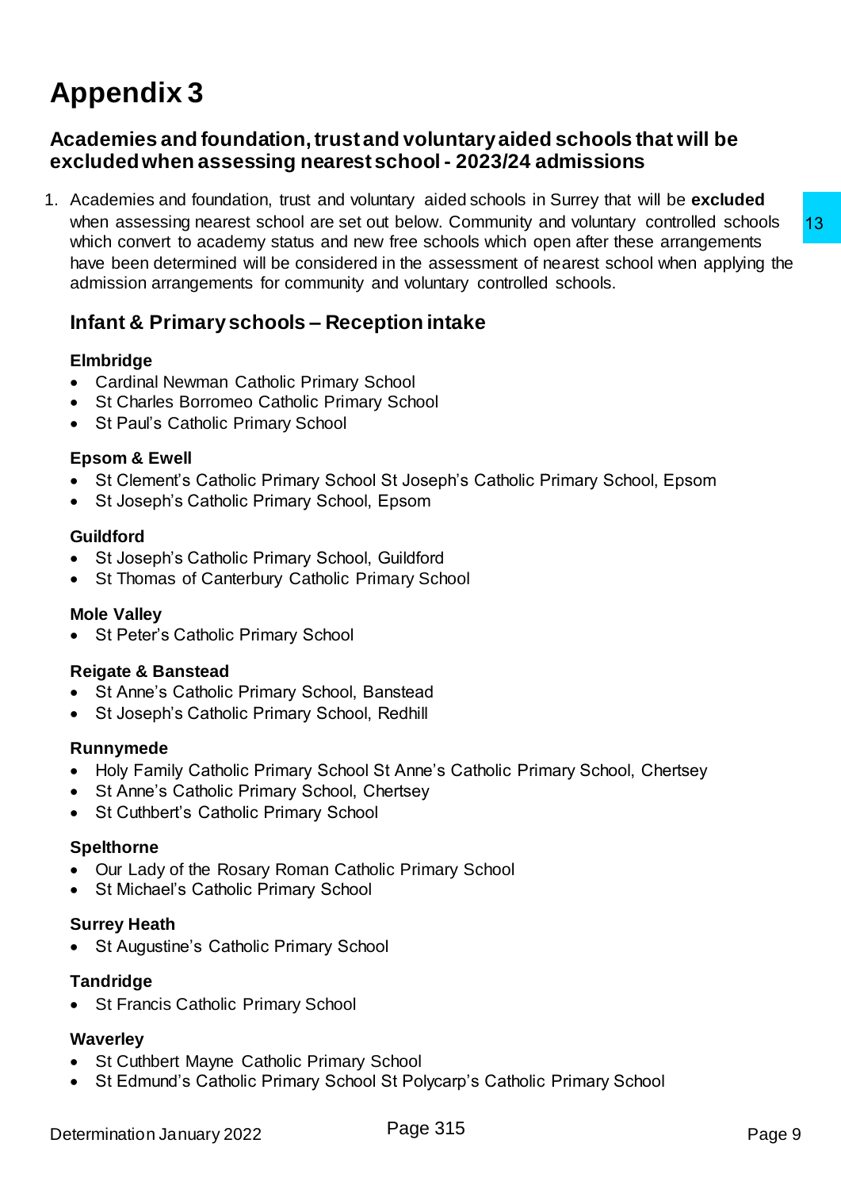# Appendix 3

## Academies and foundation, trust and voluntary aided schools that will be excluded when assessing nearest school - 2023/24 admissions

1. Academies and foundation, trust and voluntary aided schools in Surrey that will be **excluded** when assessing nearest school are set out below. Community and voluntary controlled schools which convert to academy status and new free schools which open after these arrangements have been determined will be considered in the assessment of nearest school when applying the admission arrangements for community and voluntary controlled schools.

### Infant & Primary schools – Reception intake

**Elmbridge**

- Cardinal Newman Catholic Primary School
- St Charles Borromeo Catholic Primary School
- St Paul's Catholic Primary School

**Epsom & Ewell**

- St Clement's Catholic Primary School St Joseph's Catholic Primary School, Epsom
- St Joseph's Catholic Primary School, Epsom

**Guildford**

- St Joseph's Catholic Primary School, Guildford
- St Thomas of Canterbury Catholic Primary School

**Mole Valley**

- St Peter's Catholic Primary School

**Reigate & Banstead**

- St Anne's Catholic Primary School, Banstead
- St Joseph's Catholic Primary School, Redhill

**Runnymede**

- Holy Family Catholic Primary School St Anne's Catholic Primary School, Chertsey
- St Anne's Catholic Primary School, Chertsey
- St Cuthbert's Catholic Primary School

**Spelthorne**

- Our Lady of the Rosary Roman Catholic Primary School
- St Michael's Catholic Primary School

**Surrey Heath**

- St Augustine's Catholic Primary School

**Tandridge**

- St Francis Catholic Primary School

**Waverley**

- St Cuthbert Mayne Catholic Primary School
- St Edmund's Catholic Primary School St Polycarp's Catholic Primary School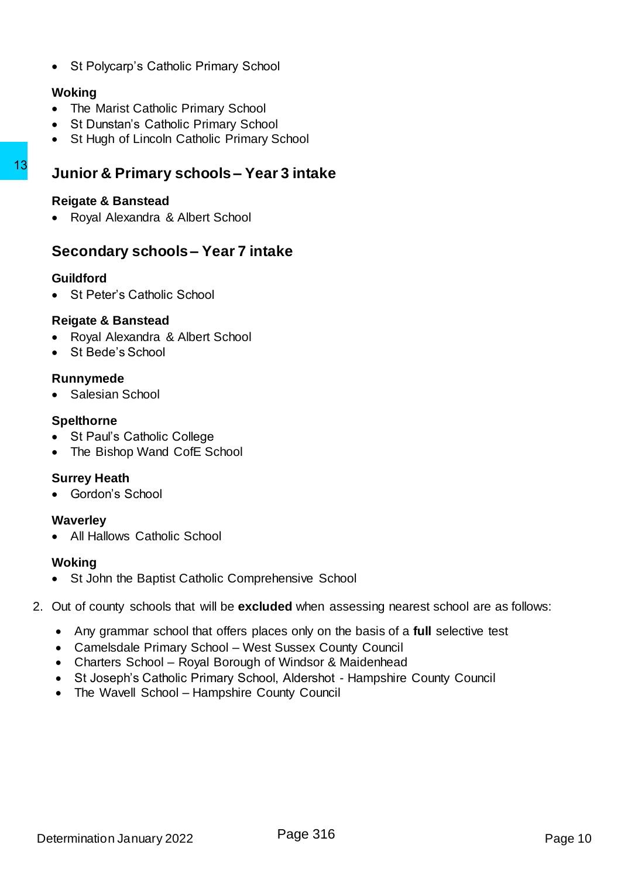- St Polycarp's Catholic Primary School

**Woking**

- The Marist Catholic Primary School
- St Dunstan's Catholic Primary School
- St Hugh of Lincoln Catholic Primary School

## Junior & Primary schools – Year 3 intake

**Reigate & Banstead**

- Royal Alexandra & Albert School

## Secondary schools – Year 7 intake

**Guildford**

- St Peter's Catholic School

**Reigate & Banstead**

- Royal Alexandra & Albert School
- St Bede's School

**Runnymede**

- Salesian School

**Spelthorne**

- St Paul's Catholic College
- The Bishop Wand CofE School

**Surrey Heath**

- Gordon's School

**Waverley**

- All Hallows Catholic School

**Woking**

- St John the Baptist Catholic Comprehensive School

2. Out of county schools that will be **excluded** when assessing nearest school are as follows:

   - Any grammar school that offers places only on the basis of a **full** selective test
   - Camelsdale Primary School – West Sussex County Council
   - Charters School – Royal Borough of Windsor & Maidenhead
   - St Joseph's Catholic Primary School, Aldershot - Hampshire County Council
   - The Wavell School – Hampshire County Council